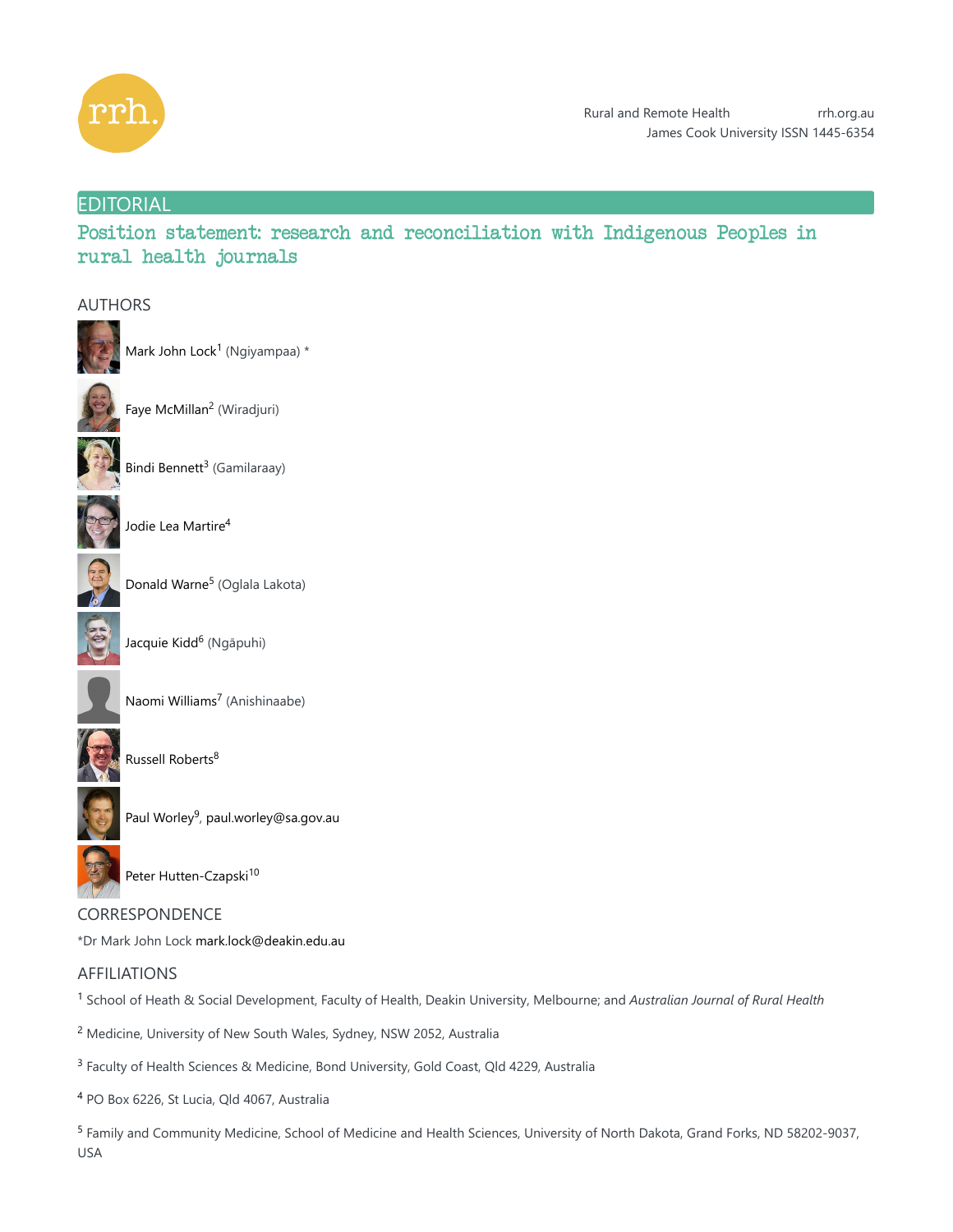Rural and Remote Health rrh.org.au
James Cook University ISSN 1445-6354

EDITORIAL

# Position statement: research and reconciliation with Indigenous Peoples in rural health journals

## AUTHORS

Mark John Lock[1] (Ngiyampaa) *

Faye McMillan[2] (Wiradjuri)

Bindi Bennett[3] (Gamilaraay)

Jodie Lea Martire[4]

Donald Warne[5] (Oglala Lakota)

Jacquie Kidd[6] (Ngāpuhi)

Naomi Williams[7] (Anishinaabe)

Russell Roberts[8]

Paul Worley[9], paul.worley@sa.gov.au

Peter Hutten-Czapski[10]

## CORRESPONDENCE

*Dr Mark John Lock mark.lock@deakin.edu.au

## AFFILIATIONS

[1] School of Heath & Social Development, Faculty of Health, Deakin University, Melbourne; and *Australian Journal of Rural Health*

[2] Medicine, University of New South Wales, Sydney, NSW 2052, Australia

[3] Faculty of Health Sciences & Medicine, Bond University, Gold Coast, Qld 4229, Australia

[4] PO Box 6226, St Lucia, Qld 4067, Australia

[5] Family and Community Medicine, School of Medicine and Health Sciences, University of North Dakota, Grand Forks, ND 58202-9037, USA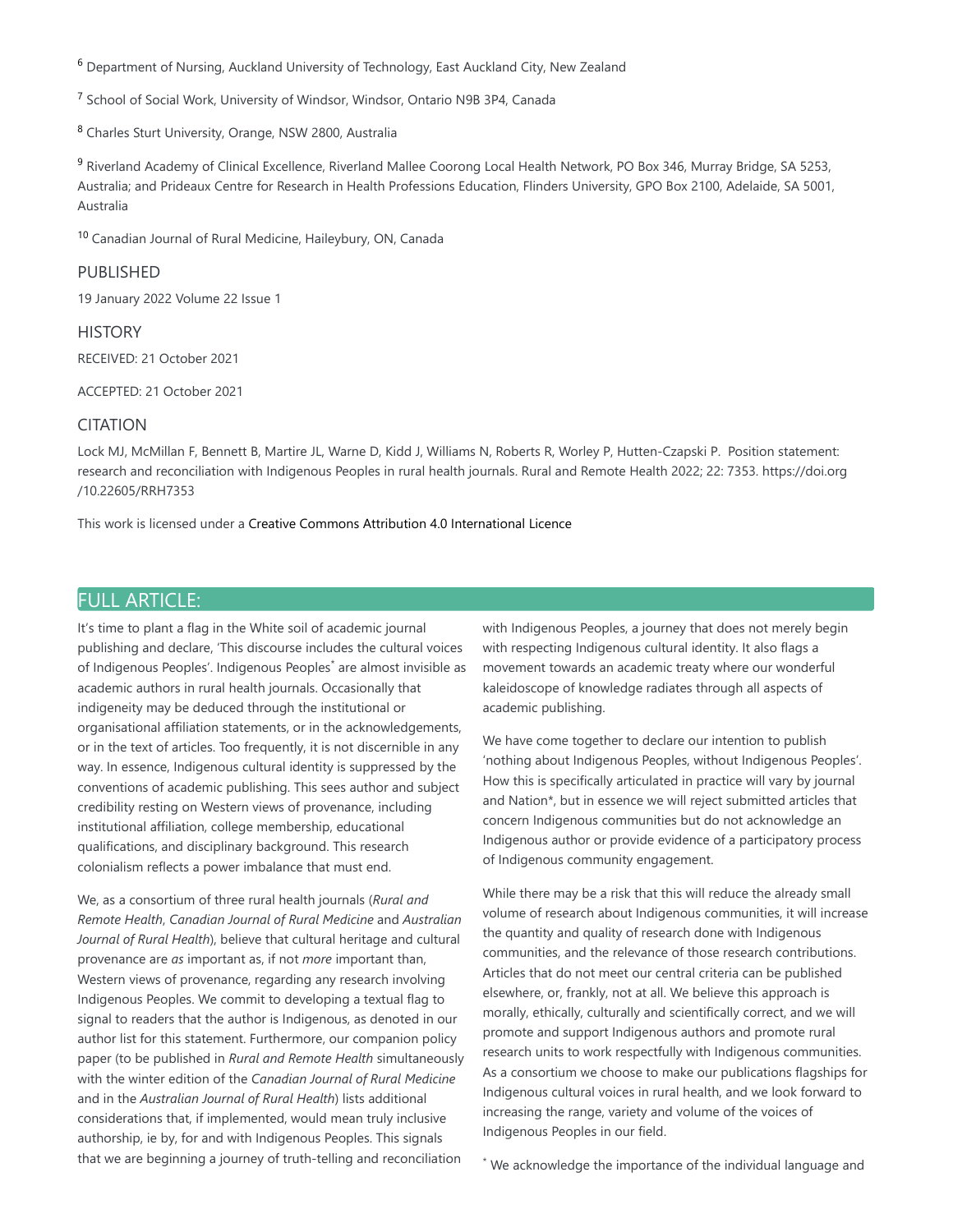[6] Department of Nursing, Auckland University of Technology, East Auckland City, New Zealand

[7] School of Social Work, University of Windsor, Windsor, Ontario N9B 3P4, Canada

[8] Charles Sturt University, Orange, NSW 2800, Australia

[9] Riverland Academy of Clinical Excellence, Riverland Mallee Coorong Local Health Network, PO Box 346, Murray Bridge, SA 5253, Australia; and Prideaux Centre for Research in Health Professions Education, Flinders University, GPO Box 2100, Adelaide, SA 5001, Australia

[10] Canadian Journal of Rural Medicine, Haileybury, ON, Canada

## PUBLISHED

19 January 2022 Volume 22 Issue 1

## HISTORY

RECEIVED: 21 October 2021

ACCEPTED: 21 October 2021

## CITATION

Lock MJ, McMillan F, Bennett B, Martire JL, Warne D, Kidd J, Williams N, Roberts R, Worley P, Hutten-Czapski P. Position statement: research and reconciliation with Indigenous Peoples in rural health journals. Rural and Remote Health 2022; 22: 7353. https://doi.org/10.22605/RRH7353

This work is licensed under a Creative Commons Attribution 4.0 International Licence

## FULL ARTICLE:

It's time to plant a flag in the White soil of academic journal publishing and declare, 'This discourse includes the cultural voices of Indigenous Peoples'. Indigenous Peoples* are almost invisible as academic authors in rural health journals. Occasionally that indigeneity may be deduced through the institutional or organisational affiliation statements, or in the acknowledgements, or in the text of articles. Too frequently, it is not discernible in any way. In essence, Indigenous cultural identity is suppressed by the conventions of academic publishing. This sees author and subject credibility resting on Western views of provenance, including institutional affiliation, college membership, educational qualifications, and disciplinary background. This research colonialism reflects a power imbalance that must end.

We, as a consortium of three rural health journals (*Rural and Remote Health*, *Canadian Journal of Rural Medicine* and *Australian Journal of Rural Health*), believe that cultural heritage and cultural provenance are *as* important as, if not *more* important than, Western views of provenance, regarding any research involving Indigenous Peoples. We commit to developing a textual flag to signal to readers that the author is Indigenous, as denoted in our author list for this statement. Furthermore, our companion policy paper (to be published in *Rural and Remote Health* simultaneously with the winter edition of the *Canadian Journal of Rural Medicine* and in the *Australian Journal of Rural Health*) lists additional considerations that, if implemented, would mean truly inclusive authorship, ie by, for and with Indigenous Peoples. This signals that we are beginning a journey of truth-telling and reconciliation with Indigenous Peoples, a journey that does not merely begin with respecting Indigenous cultural identity. It also flags a movement towards an academic treaty where our wonderful kaleidoscope of knowledge radiates through all aspects of academic publishing.

We have come together to declare our intention to publish 'nothing about Indigenous Peoples, without Indigenous Peoples'. How this is specifically articulated in practice will vary by journal and Nation*, but in essence we will reject submitted articles that concern Indigenous communities but do not acknowledge an Indigenous author or provide evidence of a participatory process of Indigenous community engagement.

While there may be a risk that this will reduce the already small volume of research about Indigenous communities, it will increase the quantity and quality of research done with Indigenous communities, and the relevance of those research contributions. Articles that do not meet our central criteria can be published elsewhere, or, frankly, not at all. We believe this approach is morally, ethically, culturally and scientifically correct, and we will promote and support Indigenous authors and promote rural research units to work respectfully with Indigenous communities. As a consortium we choose to make our publications flagships for Indigenous cultural voices in rural health, and we look forward to increasing the range, variety and volume of the voices of Indigenous Peoples in our field.

* We acknowledge the importance of the individual language and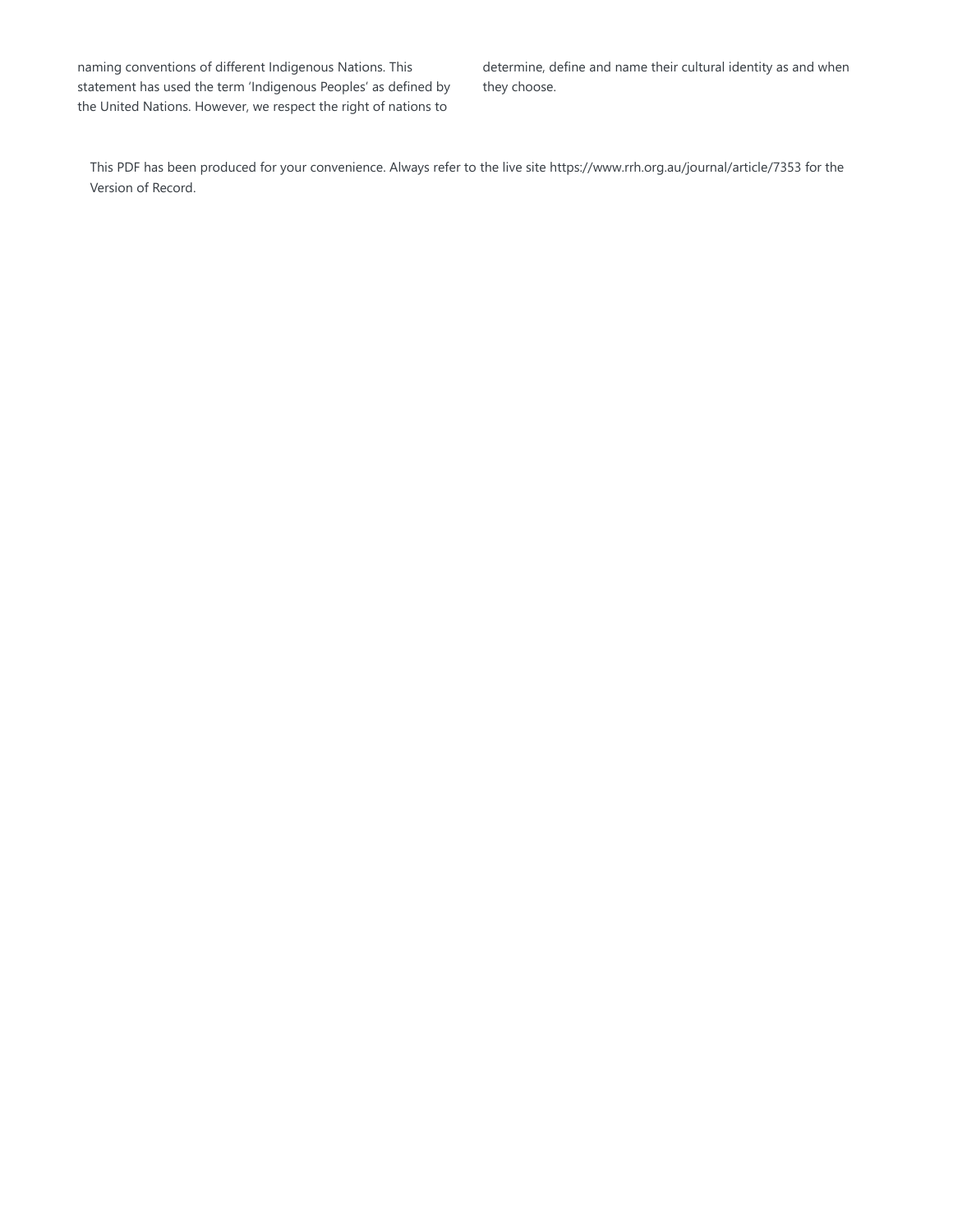naming conventions of different Indigenous Nations. This statement has used the term 'Indigenous Peoples' as defined by the United Nations. However, we respect the right of nations to determine, define and name their cultural identity as and when they choose.

This PDF has been produced for your convenience. Always refer to the live site https://www.rrh.org.au/journal/article/7353 for the Version of Record.